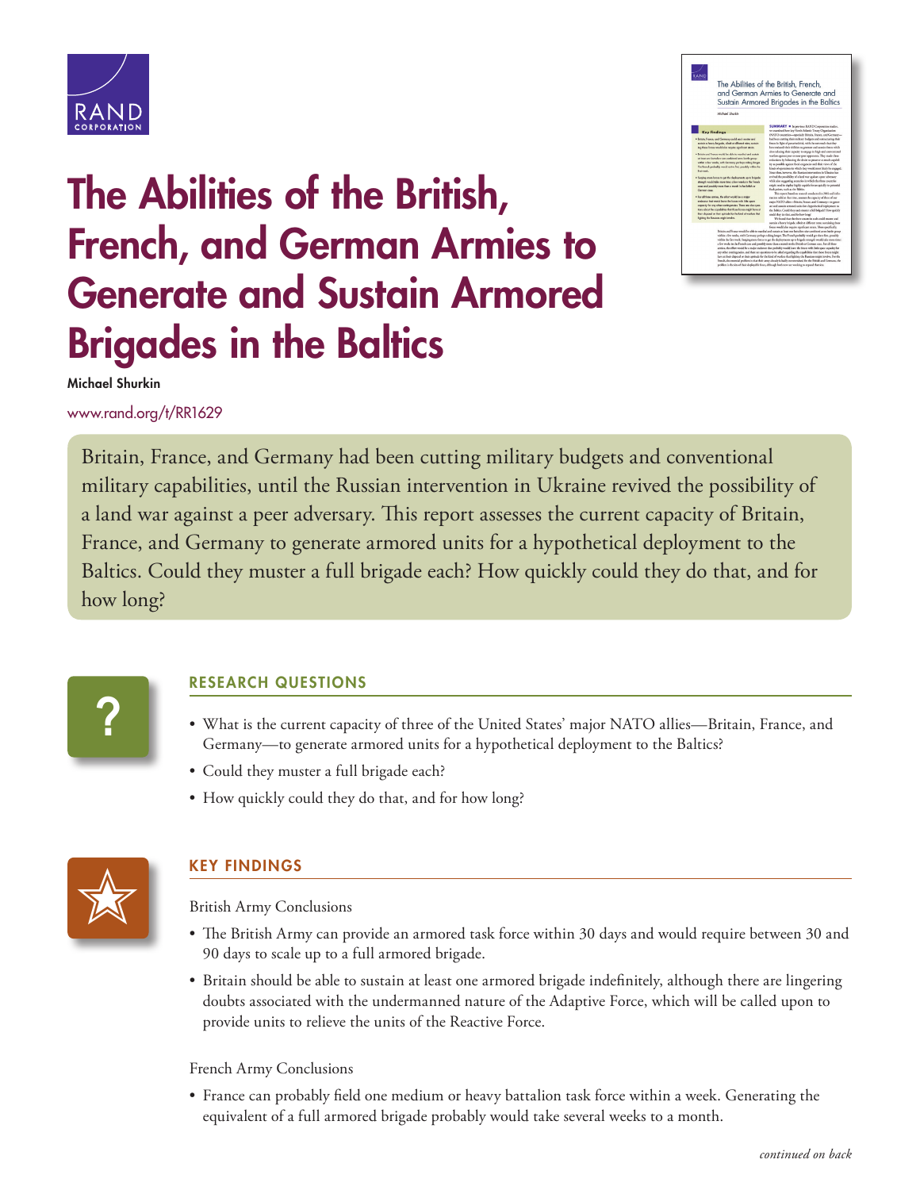# The Abilities of the British, French, and German Armies to Generate and Sustain Armored Brigades in the Baltics

**Michael Shurkin**

www.rand.org/t/RR1629

Britain, France, and Germany had been cutting military budgets and conventional military capabilities, until the Russian intervention in Ukraine revived the possibility of a land war against a peer adversary. This report assesses the current capacity of Britain, France, and Germany to generate armored units for a hypothetical deployment to the Baltics. Could they muster a full brigade each? How quickly could they do that, and for how long?

## RESEARCH QUESTIONS

- What is the current capacity of three of the United States' major NATO allies—Britain, France, and Germany—to generate armored units for a hypothetical deployment to the Baltics?
- Could they muster a full brigade each?
- How quickly could they do that, and for how long?

## KEY FINDINGS

British Army Conclusions

- The British Army can provide an armored task force within 30 days and would require between 30 and 90 days to scale up to a full armored brigade.
- Britain should be able to sustain at least one armored brigade indefinitely, although there are lingering doubts associated with the undermanned nature of the Adaptive Force, which will be called upon to provide units to relieve the units of the Reactive Force.

French Army Conclusions

- France can probably field one medium or heavy battalion task force within a week. Generating the equivalent of a full armored brigade probably would take several weeks to a month.

*continued on back*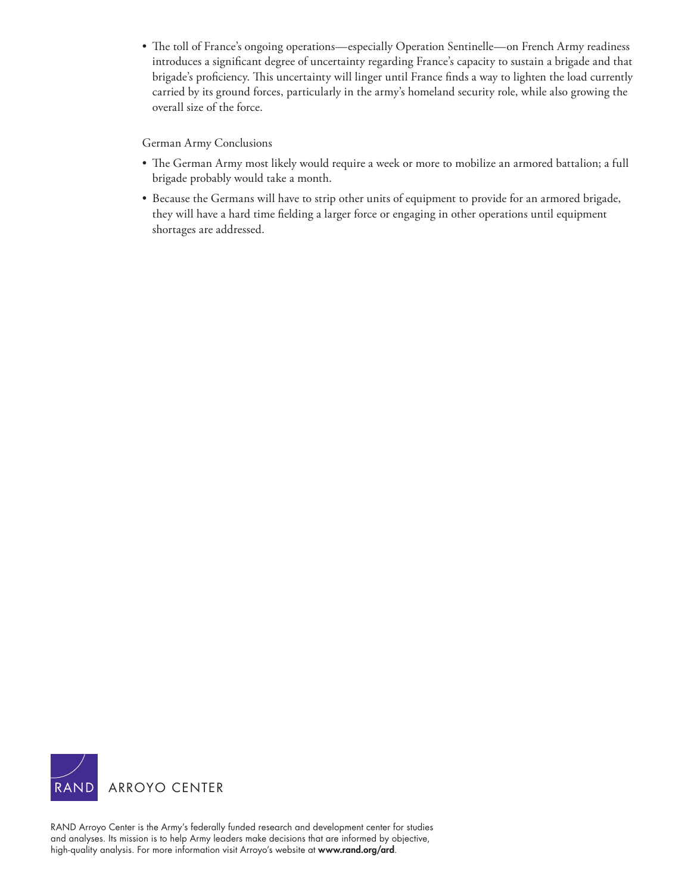- The toll of France's ongoing operations—especially Operation Sentinelle—on French Army readiness introduces a significant degree of uncertainty regarding France's capacity to sustain a brigade and that brigade's proficiency. This uncertainty will linger until France finds a way to lighten the load currently carried by its ground forces, particularly in the army's homeland security role, while also growing the overall size of the force.

German Army Conclusions

- The German Army most likely would require a week or more to mobilize an armored battalion; a full brigade probably would take a month.
- Because the Germans will have to strip other units of equipment to provide for an armored brigade, they will have a hard time fielding a larger force or engaging in other operations until equipment shortages are addressed.

RAND ARROYO CENTER

RAND Arroyo Center is the Army's federally funded research and development center for studies and analyses. Its mission is to help Army leaders make decisions that are informed by objective, high-quality analysis. For more information visit Arroyo's website at **www.rand.org/ard**.